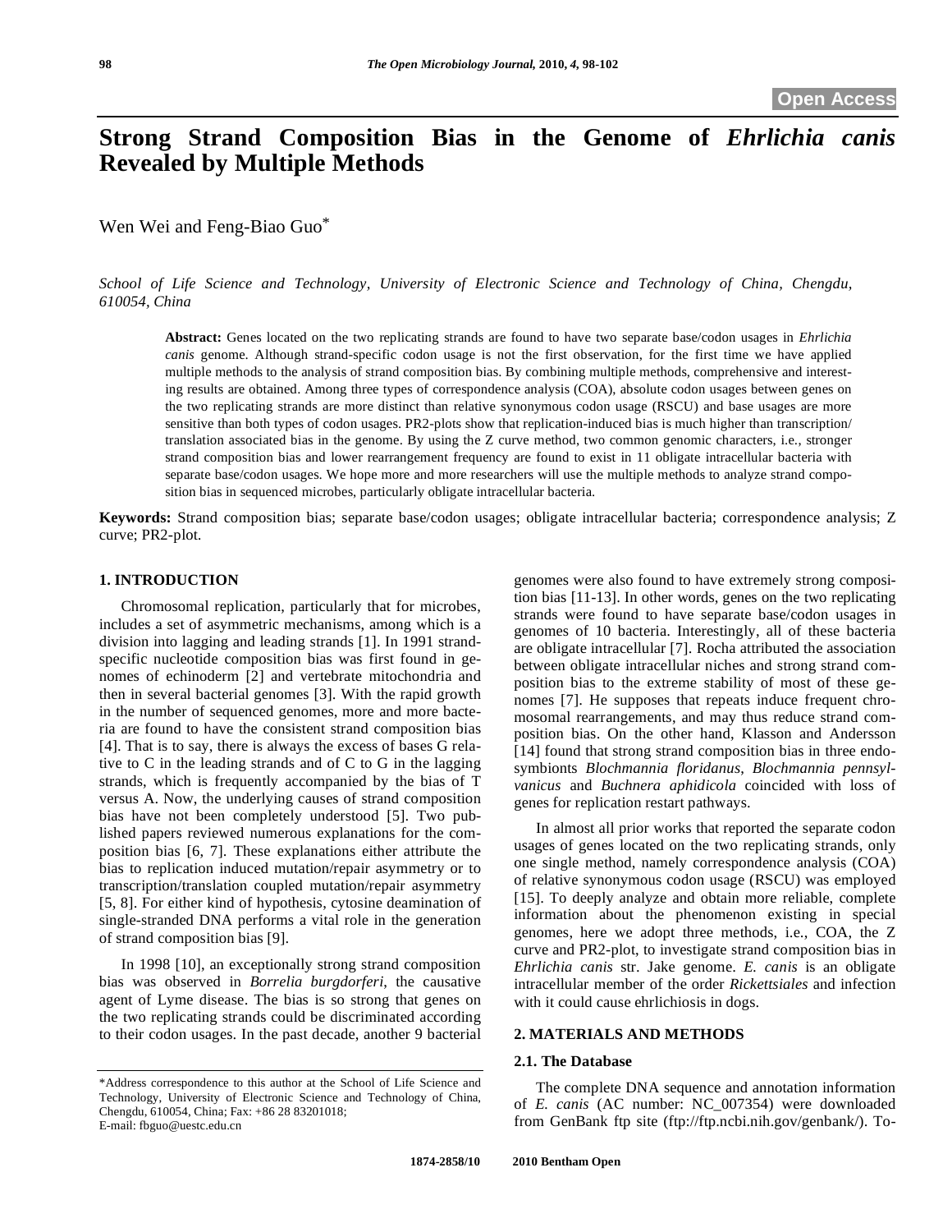# Strong Strand Composition Bias in the Genome of *Ehrlichia canis* Revealed by Multiple Methods

Wen Wei and Feng-Biao Guo*

*School of Life Science and Technology, University of Electronic Science and Technology of China, Chengdu, 610054, China*

**Abstract:** Genes located on the two replicating strands are found to have two separate base/codon usages in *Ehrlichia canis* genome. Although strand-specific codon usage is not the first observation, for the first time we have applied multiple methods to the analysis of strand composition bias. By combining multiple methods, comprehensive and interesting results are obtained. Among three types of correspondence analysis (COA), absolute codon usages between genes on the two replicating strands are more distinct than relative synonymous codon usage (RSCU) and base usages are more sensitive than both types of codon usages. PR2-plots show that replication-induced bias is much higher than transcription/translation associated bias in the genome. By using the Z curve method, two common genomic characters, i.e., stronger strand composition bias and lower rearrangement frequency are found to exist in 11 obligate intracellular bacteria with separate base/codon usages. We hope more and more researchers will use the multiple methods to analyze strand composition bias in sequenced microbes, particularly obligate intracellular bacteria.

**Keywords:** Strand composition bias; separate base/codon usages; obligate intracellular bacteria; correspondence analysis; Z curve; PR2-plot.

## 1. INTRODUCTION

Chromosomal replication, particularly that for microbes, includes a set of asymmetric mechanisms, among which is a division into lagging and leading strands [1]. In 1991 strand-specific nucleotide composition bias was first found in genomes of echinoderm [2] and vertebrate mitochondria and then in several bacterial genomes [3]. With the rapid growth in the number of sequenced genomes, more and more bacteria are found to have the consistent strand composition bias [4]. That is to say, there is always the excess of bases G relative to C in the leading strands and of C to G in the lagging strands, which is frequently accompanied by the bias of T versus A. Now, the underlying causes of strand composition bias have not been completely understood [5]. Two published papers reviewed numerous explanations for the composition bias [6, 7]. These explanations either attribute the bias to replication induced mutation/repair asymmetry or to transcription/translation coupled mutation/repair asymmetry [5, 8]. For either kind of hypothesis, cytosine deamination of single-stranded DNA performs a vital role in the generation of strand composition bias [9].

In 1998 [10], an exceptionally strong strand composition bias was observed in *Borrelia burgdorferi*, the causative agent of Lyme disease. The bias is so strong that genes on the two replicating strands could be discriminated according to their codon usages. In the past decade, another 9 bacterial genomes were also found to have extremely strong composition bias [11-13]. In other words, genes on the two replicating strands were found to have separate base/codon usages in genomes of 10 bacteria. Interestingly, all of these bacteria are obligate intracellular [7]. Rocha attributed the association between obligate intracellular niches and strong strand composition bias to the extreme stability of most of these genomes [7]. He supposes that repeats induce frequent chromosomal rearrangements, and may thus reduce strand composition bias. On the other hand, Klasson and Andersson [14] found that strong strand composition bias in three endosymbionts *Blochmannia floridanus*, *Blochmannia pennsylvanicus* and *Buchnera aphidicola* coincided with loss of genes for replication restart pathways.

In almost all prior works that reported the separate codon usages of genes located on the two replicating strands, only one single method, namely correspondence analysis (COA) of relative synonymous codon usage (RSCU) was employed [15]. To deeply analyze and obtain more reliable, complete information about the phenomenon existing in special genomes, here we adopt three methods, i.e., COA, the Z curve and PR2-plot, to investigate strand composition bias in *Ehrlichia canis* str. Jake genome. *E. canis* is an obligate intracellular member of the order *Rickettsiales* and infection with it could cause ehrlichiosis in dogs.

## 2. MATERIALS AND METHODS

### 2.1. The Database

The complete DNA sequence and annotation information of *E. canis* (AC number: NC_007354) were downloaded from GenBank ftp site (ftp://ftp.ncbi.nih.gov/genbank/). To-

*Address correspondence to this author at the School of Life Science and Technology, University of Electronic Science and Technology of China, Chengdu, 610054, China; Fax: +86 28 83201018; E-mail: fbguo@uestc.edu.cn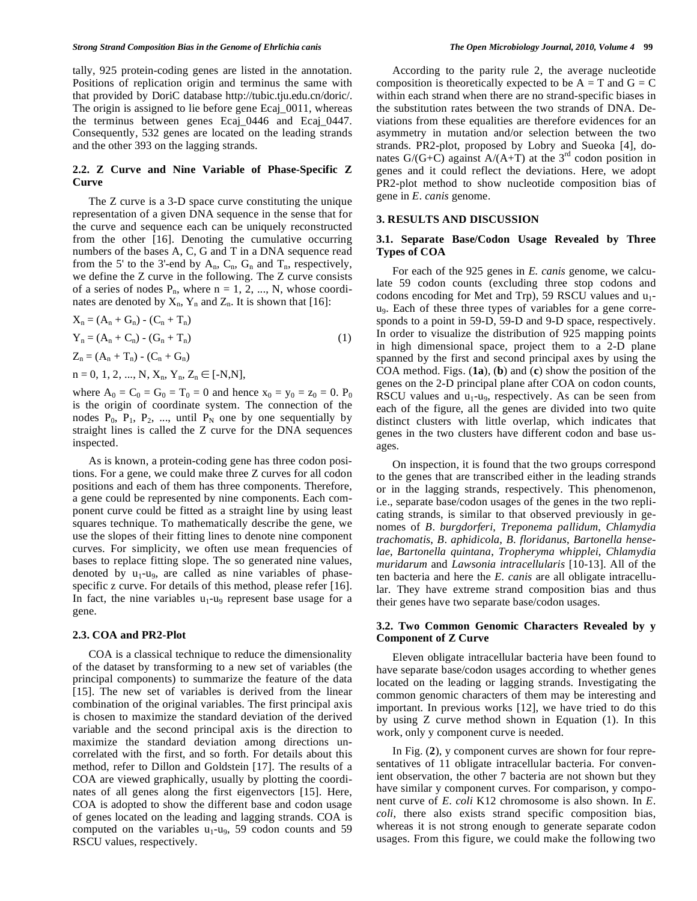tally, 925 protein-coding genes are listed in the annotation. Positions of replication origin and terminus the same with that provided by DoriC database http://tubic.tju.edu.cn/doric/. The origin is assigned to lie before gene Ecaj_0011, whereas the terminus between genes Ecaj_0446 and Ecaj_0447. Consequently, 532 genes are located on the leading strands and the other 393 on the lagging strands.

### 2.2. Z Curve and Nine Variable of Phase-Specific Z Curve

The Z curve is a 3-D space curve constituting the unique representation of a given DNA sequence in the sense that for the curve and sequence each can be uniquely reconstructed from the other [16]. Denoting the cumulative occurring numbers of the bases A, C, G and T in a DNA sequence read from the 5' to the 3'-end by $A_n$, $C_n$, $G_n$ and $T_n$, respectively, we define the Z curve in the following. The Z curve consists of a series of nodes $P_n$, where n = 1, 2, ..., N, whose coordinates are denoted by $X_n$, $Y_n$ and $Z_n$. It is shown that [16]:

$$
\begin{aligned}
X_n &= (A_n + G_n) - (C_n + T_n) \\
Y_n &= (A_n + C_n) - (G_n + T_n) \qquad (1) \\
Z_n &= (A_n + T_n) - (C_n + G_n) \\
n &= 0, 1, 2, ..., N, \; X_n, Y_n, Z_n \in [-N,N],
\end{aligned}
$$

where $A_0 = C_0 = G_0 = T_0 = 0$ and hence $x_0 = y_0 = z_0 = 0$. $P_0$ is the origin of coordinate system. The connection of the nodes $P_0$, $P_1$, $P_2$, ..., until $P_N$ one by one sequentially by straight lines is called the Z curve for the DNA sequences inspected.

As is known, a protein-coding gene has three codon positions. For a gene, we could make three Z curves for all codon positions and each of them has three components. Therefore, a gene could be represented by nine components. Each component curve could be fitted as a straight line by using least squares technique. To mathematically describe the gene, we use the slopes of their fitting lines to denote nine component curves. For simplicity, we often use mean frequencies of bases to replace fitting slope. The so generated nine values, denoted by $u_1$-$u_9$, are called as nine variables of phase-specific z curve. For details of this method, please refer [16]. In fact, the nine variables $u_1$-$u_9$ represent base usage for a gene.

### 2.3. COA and PR2-Plot

COA is a classical technique to reduce the dimensionality of the dataset by transforming to a new set of variables (the principal components) to summarize the feature of the data [15]. The new set of variables is derived from the linear combination of the original variables. The first principal axis is chosen to maximize the standard deviation of the derived variable and the second principal axis is the direction to maximize the standard deviation among directions uncorrelated with the first, and so forth. For details about this method, refer to Dillon and Goldstein [17]. The results of a COA are viewed graphically, usually by plotting the coordinates of all genes along the first eigenvectors [15]. Here, COA is adopted to show the different base and codon usage of genes located on the leading and lagging strands. COA is computed on the variables $u_1$-$u_9$, 59 codon counts and 59 RSCU values, respectively.

According to the parity rule 2, the average nucleotide composition is theoretically expected to be A = T and G = C within each strand when there are no strand-specific biases in the substitution rates between the two strands of DNA. Deviations from these equalities are therefore evidences for an asymmetry in mutation and/or selection between the two strands. PR2-plot, proposed by Lobry and Sueoka [4], donates G/(G+C) against A/(A+T) at the 3$^{rd}$ codon position in genes and it could reflect the deviations. Here, we adopt PR2-plot method to show nucleotide composition bias of gene in *E. canis* genome.

## 3. RESULTS AND DISCUSSION

### 3.1. Separate Base/Codon Usage Revealed by Three Types of COA

For each of the 925 genes in *E. canis* genome, we calculate 59 codon counts (excluding three stop codons and codons encoding for Met and Trp), 59 RSCU values and $u_1$-$u_9$. Each of these three types of variables for a gene corresponds to a point in 59-D, 59-D and 9-D space, respectively. In order to visualize the distribution of 925 mapping points in high dimensional space, project them to a 2-D plane spanned by the first and second principal axes by using the COA method. Figs. (**1a**), (**b**) and (**c**) show the position of the genes on the 2-D principal plane after COA on codon counts, RSCU values and $u_1$-$u_9$, respectively. As can be seen from each of the figure, all the genes are divided into two quite distinct clusters with little overlap, which indicates that genes in the two clusters have different codon and base usages.

On inspection, it is found that the two groups correspond to the genes that are transcribed either in the leading strands or in the lagging strands, respectively. This phenomenon, i.e., separate base/codon usages of the genes in the two replicating strands, is similar to that observed previously in genomes of *B. burgdorferi*, *Treponema pallidum*, *Chlamydia trachomatis*, *B. aphidicola*, *B. floridanus*, *Bartonella henselae*, *Bartonella quintana*, *Tropheryma whipplei*, *Chlamydia muridarum* and *Lawsonia intracellularis* [10-13]. All of the ten bacteria and here the *E. canis* are all obligate intracellular. They have extreme strand composition bias and thus their genes have two separate base/codon usages.

### 3.2. Two Common Genomic Characters Revealed by y Component of Z Curve

Eleven obligate intracellular bacteria have been found to have separate base/codon usages according to whether genes located on the leading or lagging strands. Investigating the common genomic characters of them may be interesting and important. In previous works [12], we have tried to do this by using Z curve method shown in Equation (1). In this work, only y component curve is needed.

In Fig. (**2**), y component curves are shown for four representatives of 11 obligate intracellular bacteria. For convenient observation, the other 7 bacteria are not shown but they have similar y component curves. For comparison, y component curve of *E. coli* K12 chromosome is also shown. In *E. coli*, there also exists strand specific composition bias, whereas it is not strong enough to generate separate codon usages. From this figure, we could make the following two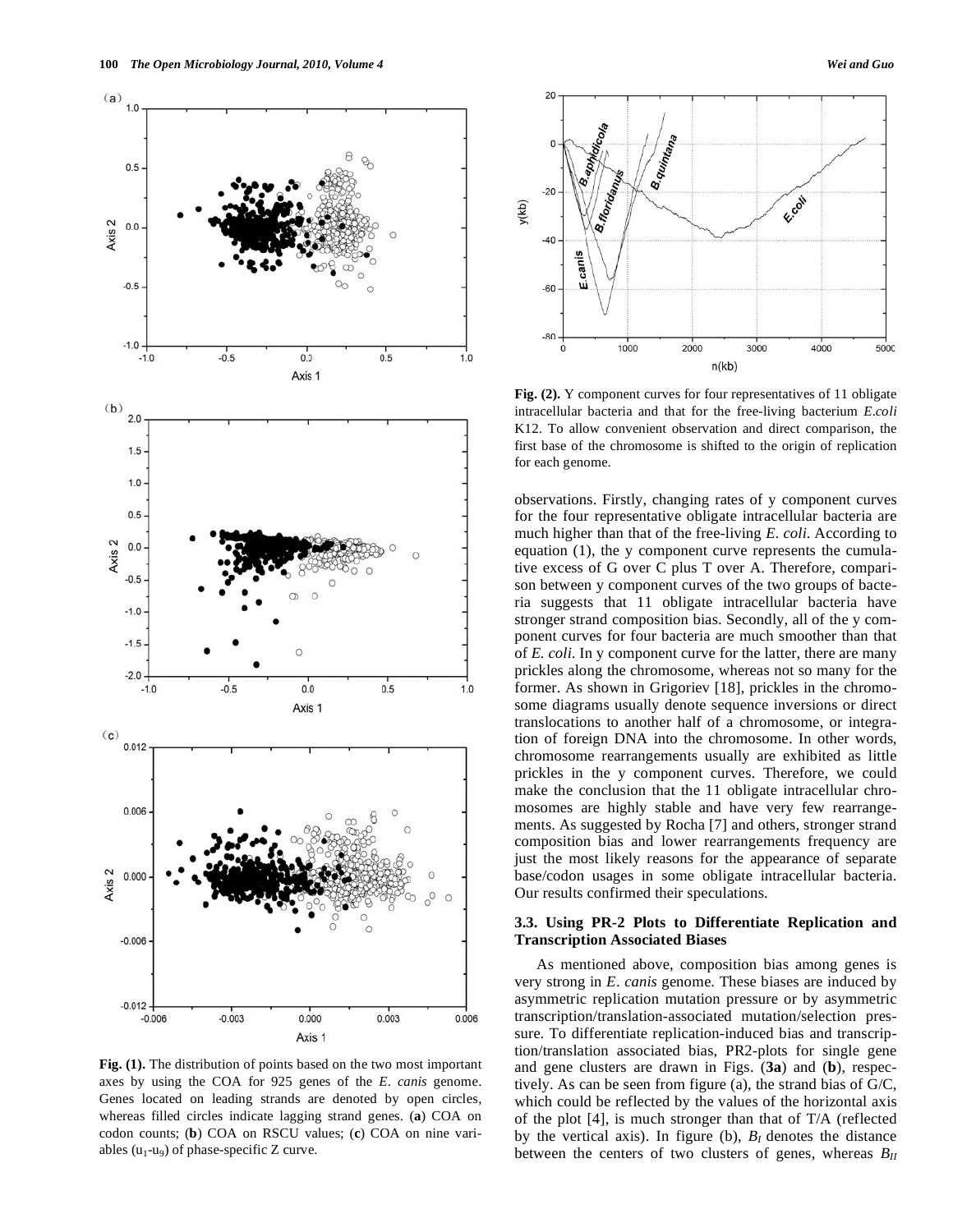(a)

1.0

0.5

Axis 2

0.0

-0.5

-1.0

-1.0 -0.5 0.0 0.5 1.0

Axis 1

(b)

2.0

1.5

1.0

0.5

Axis 2

0.0

-0.5

-1.0

-1.5

-2.0

-1.0 -0.5 0.0 0.5 1.0

Axis 1

(c)

0.012

0.006

Axis 2

0.000

-0.006

-0.012

-0.006 -0.003 0.000 0.003 0.006

Axis 1

**Fig. (1).** The distribution of points based on the two most important axes by using the COA for 925 genes of the *E. canis* genome. Genes located on leading strands are denoted by open circles, whereas filled circles indicate lagging strand genes. (**a**) COA on codon counts; (**b**) COA on RSCU values; (**c**) COA on nine variables ($u_1$-$u_9$) of phase-specific Z curve.

20

0

-20

-40

-60

-80

y(kb)

0 1000 2000 3000 4000 5000

n(kb)

B.aphidicola

B.floridanus

B.quintana

E.canis

E.coli

**Fig. (2).** Y component curves for four representatives of 11 obligate intracellular bacteria and that for the free-living bacterium *E.coli* K12. To allow convenient observation and direct comparison, the first base of the chromosome is shifted to the origin of replication for each genome.

observations. Firstly, changing rates of y component curves for the four representative obligate intracellular bacteria are much higher than that of the free-living *E. coli*. According to equation (1), the y component curve represents the cumulative excess of G over C plus T over A. Therefore, comparison between y component curves of the two groups of bacteria suggests that 11 obligate intracellular bacteria have stronger strand composition bias. Secondly, all of the y component curves for four bacteria are much smoother than that of *E. coli*. In y component curve for the latter, there are many prickles along the chromosome, whereas not so many for the former. As shown in Grigoriev [18], prickles in the chromosome diagrams usually denote sequence inversions or direct translocations to another half of a chromosome, or integration of foreign DNA into the chromosome. In other words, chromosome rearrangements usually are exhibited as little prickles in the y component curves. Therefore, we could make the conclusion that the 11 obligate intracellular chromosomes are highly stable and have very few rearrangements. As suggested by Rocha [7] and others, stronger strand composition bias and lower rearrangements frequency are just the most likely reasons for the appearance of separate base/codon usages in some obligate intracellular bacteria. Our results confirmed their speculations.

### 3.3. Using PR-2 Plots to Differentiate Replication and Transcription Associated Biases

As mentioned above, composition bias among genes is very strong in *E. canis* genome. These biases are induced by asymmetric replication mutation pressure or by asymmetric transcription/translation-associated mutation/selection pressure. To differentiate replication-induced bias and transcription/translation associated bias, PR2-plots for single gene and gene clusters are drawn in Figs. (**3a**) and (**b**), respectively. As can be seen from figure (a), the strand bias of G/C, which could be reflected by the values of the horizontal axis of the plot [4], is much stronger than that of T/A (reflected by the vertical axis). In figure (b), $B_I$ denotes the distance between the centers of two clusters of genes, whereas $B_{II}$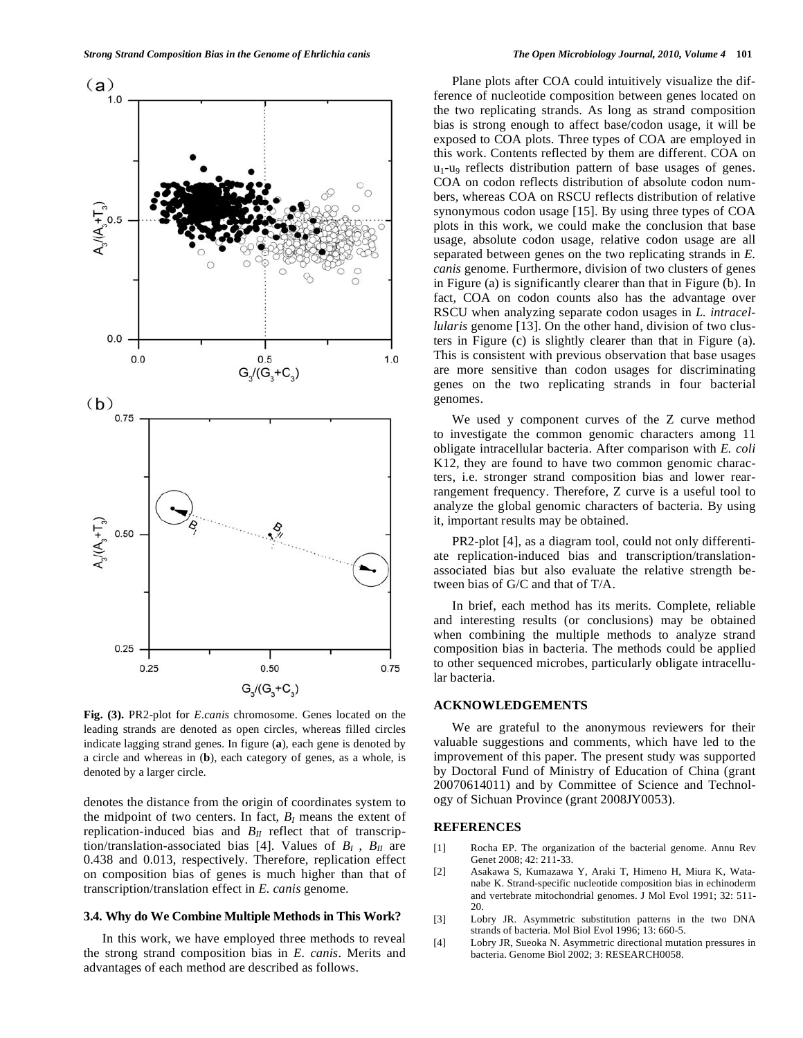(a)

1.0

0.5

0.0

0.0 0.5 1.0

$A_3/(A_3+T_3)$

$G_3/(G_3+C_3)$

(b)

0.75

0.50

0.25

0.25 0.50 0.75

$B_I$

$B_{II}$

$A_3/(A_3+T_3)$

$G_3/(G_3+C_3)$

**Fig. (3).** PR2-plot for *E.canis* chromosome. Genes located on the leading strands are denoted as open circles, whereas filled circles indicate lagging strand genes. In figure (**a**), each gene is denoted by a circle and whereas in (**b**), each category of genes, as a whole, is denoted by a larger circle.

denotes the distance from the origin of coordinates system to the midpoint of two centers. In fact, $B_I$ means the extent of replication-induced bias and $B_{II}$ reflect that of transcription/translation-associated bias [4]. Values of $B_I$ , $B_{II}$ are 0.438 and 0.013, respectively. Therefore, replication effect on composition bias of genes is much higher than that of transcription/translation effect in *E. canis* genome.

### 3.4. Why do We Combine Multiple Methods in This Work?

In this work, we have employed three methods to reveal the strong strand composition bias in *E. canis*. Merits and advantages of each method are described as follows.

Plane plots after COA could intuitively visualize the difference of nucleotide composition between genes located on the two replicating strands. As long as strand composition bias is strong enough to affect base/codon usage, it will be exposed to COA plots. Three types of COA are employed in this work. Contents reflected by them are different. COA on $u_1$-$u_9$ reflects distribution pattern of base usages of genes. COA on codon reflects distribution of absolute codon numbers, whereas COA on RSCU reflects distribution of relative synonymous codon usage [15]. By using three types of COA plots in this work, we could make the conclusion that base usage, absolute codon usage, relative codon usage are all separated between genes on the two replicating strands in *E. canis* genome. Furthermore, division of two clusters of genes in Figure (a) is significantly clearer than that in Figure (b). In fact, COA on codon counts also has the advantage over RSCU when analyzing separate codon usages in *L. intracellularis* genome [13]. On the other hand, division of two clusters in Figure (c) is slightly clearer than that in Figure (a). This is consistent with previous observation that base usages are more sensitive than codon usages for discriminating genes on the two replicating strands in four bacterial genomes.

We used y component curves of the Z curve method to investigate the common genomic characters among 11 obligate intracellular bacteria. After comparison with *E. coli* K12, they are found to have two common genomic characters, i.e. stronger strand composition bias and lower rearrangement frequency. Therefore, Z curve is a useful tool to analyze the global genomic characters of bacteria. By using it, important results may be obtained.

PR2-plot [4], as a diagram tool, could not only differentiate replication-induced bias and transcription/translation-associated bias but also evaluate the relative strength between bias of G/C and that of T/A.

In brief, each method has its merits. Complete, reliable and interesting results (or conclusions) may be obtained when combining the multiple methods to analyze strand composition bias in bacteria. The methods could be applied to other sequenced microbes, particularly obligate intracellular bacteria.

## ACKNOWLEDGEMENTS

We are grateful to the anonymous reviewers for their valuable suggestions and comments, which have led to the improvement of this paper. The present study was supported by Doctoral Fund of Ministry of Education of China (grant 20070614011) and by Committee of Science and Technology of Sichuan Province (grant 2008JY0053).

## REFERENCES

[1] Rocha EP. The organization of the bacterial genome. Annu Rev Genet 2008; 42: 211-33.

[2] Asakawa S, Kumazawa Y, Araki T, Himeno H, Miura K, Watanabe K. Strand-specific nucleotide composition bias in echinoderm and vertebrate mitochondrial genomes. J Mol Evol 1991; 32: 511-20.

[3] Lobry JR. Asymmetric substitution patterns in the two DNA strands of bacteria. Mol Biol Evol 1996; 13: 660-5.

[4] Lobry JR, Sueoka N. Asymmetric directional mutation pressures in bacteria. Genome Biol 2002; 3: RESEARCH0058.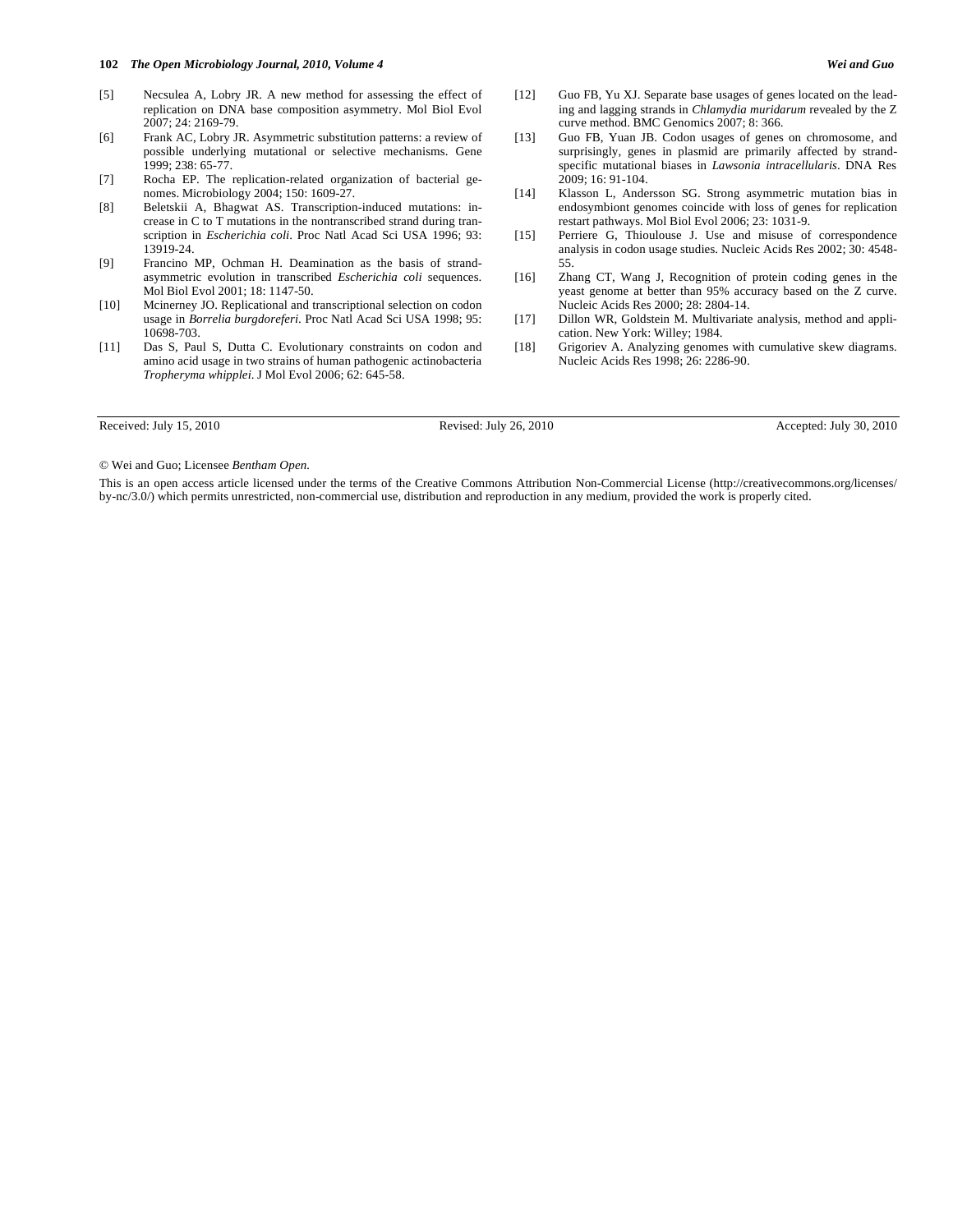[5] Necsulea A, Lobry JR. A new method for assessing the effect of replication on DNA base composition asymmetry. Mol Biol Evol 2007; 24: 2169-79.

[6] Frank AC, Lobry JR. Asymmetric substitution patterns: a review of possible underlying mutational or selective mechanisms. Gene 1999; 238: 65-77.

[7] Rocha EP. The replication-related organization of bacterial genomes. Microbiology 2004; 150: 1609-27.

[8] Beletskii A, Bhagwat AS. Transcription-induced mutations: increase in C to T mutations in the nontranscribed strand during transcription in *Escherichia coli*. Proc Natl Acad Sci USA 1996; 93: 13919-24.

[9] Francino MP, Ochman H. Deamination as the basis of strand-asymmetric evolution in transcribed *Escherichia coli* sequences. Mol Biol Evol 2001; 18: 1147-50.

[10] Mcinerney JO. Replicational and transcriptional selection on codon usage in *Borrelia burgdoreferi*. Proc Natl Acad Sci USA 1998; 95: 10698-703.

[11] Das S, Paul S, Dutta C. Evolutionary constraints on codon and amino acid usage in two strains of human pathogenic actinobacteria *Tropheryma whipplei*. J Mol Evol 2006; 62: 645-58.

[12] Guo FB, Yu XJ. Separate base usages of genes located on the leading and lagging strands in *Chlamydia muridarum* revealed by the Z curve method. BMC Genomics 2007; 8: 366.

[13] Guo FB, Yuan JB. Codon usages of genes on chromosome, and surprisingly, genes in plasmid are primarily affected by strand-specific mutational biases in *Lawsonia intracellularis*. DNA Res 2009; 16: 91-104.

[14] Klasson L, Andersson SG. Strong asymmetric mutation bias in endosymbiont genomes coincide with loss of genes for replication restart pathways. Mol Biol Evol 2006; 23: 1031-9.

[15] Perriere G, Thioulouse J. Use and misuse of correspondence analysis in codon usage studies. Nucleic Acids Res 2002; 30: 4548-55.

[16] Zhang CT, Wang J, Recognition of protein coding genes in the yeast genome at better than 95% accuracy based on the Z curve. Nucleic Acids Res 2000; 28: 2804-14.

[17] Dillon WR, Goldstein M. Multivariate analysis, method and application. New York: Willey; 1984.

[18] Grigoriev A. Analyzing genomes with cumulative skew diagrams. Nucleic Acids Res 1998; 26: 2286-90.

Received: July 15, 2010 Revised: July 26, 2010 Accepted: July 30, 2010

© Wei and Guo; Licensee *Bentham Open*.

This is an open access article licensed under the terms of the Creative Commons Attribution Non-Commercial License (http://creativecommons.org/licenses/by-nc/3.0/) which permits unrestricted, non-commercial use, distribution and reproduction in any medium, provided the work is properly cited.